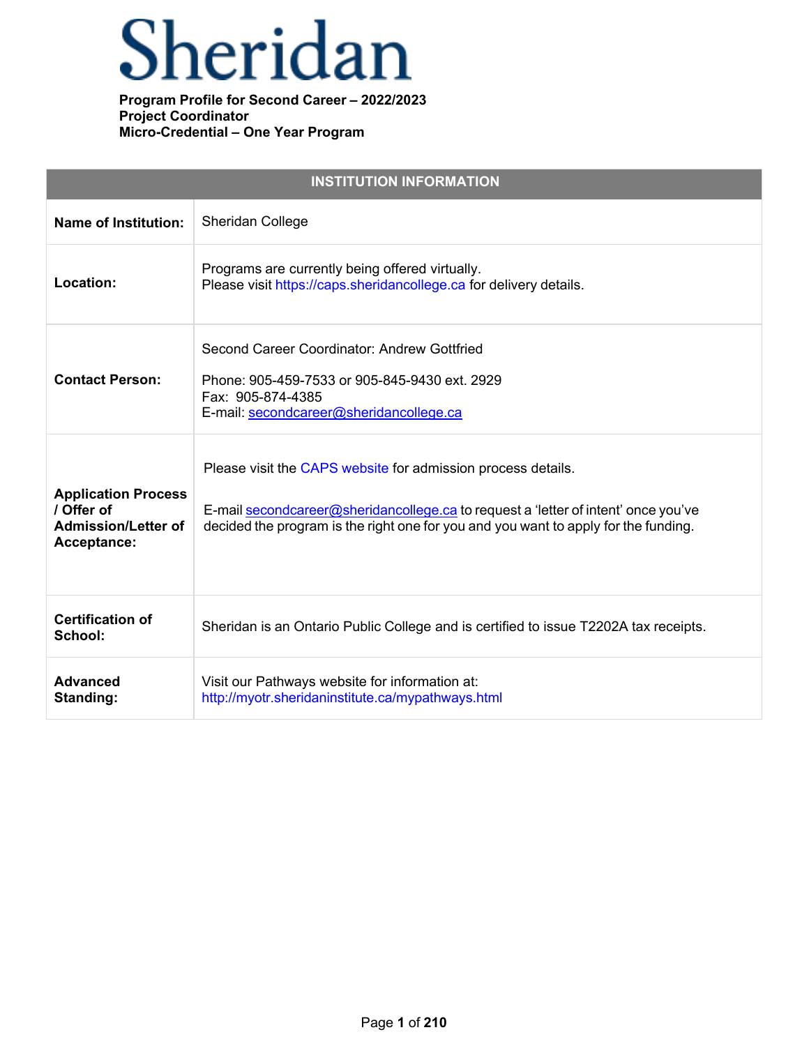# Sheridan

**Program Profile for Second Career – 2022/2023**
**Project Coordinator**
**Micro-Credential – One Year Program**

| INSTITUTION INFORMATION | |
|---|---|
| **Name of Institution:** | Sheridan College |
| **Location:** | Programs are currently being offered virtually.<br>Please visit https://caps.sheridancollege.ca for delivery details. |
| **Contact Person:** | Second Career Coordinator: Andrew Gottfried<br><br>Phone: 905-459-7533 or 905-845-9430 ext. 2929<br>Fax: 905-874-4385<br>E-mail: secondcareer@sheridancollege.ca |
| **Application Process / Offer of Admission/Letter of Acceptance:** | Please visit the CAPS website for admission process details.<br><br>E-mail secondcareer@sheridancollege.ca to request a 'letter of intent' once you've decided the program is the right one for you and you want to apply for the funding. |
| **Certification of School:** | Sheridan is an Ontario Public College and is certified to issue T2202A tax receipts. |
| **Advanced Standing:** | Visit our Pathways website for information at:<br>http://myotr.sheridaninstitute.ca/mypathways.html |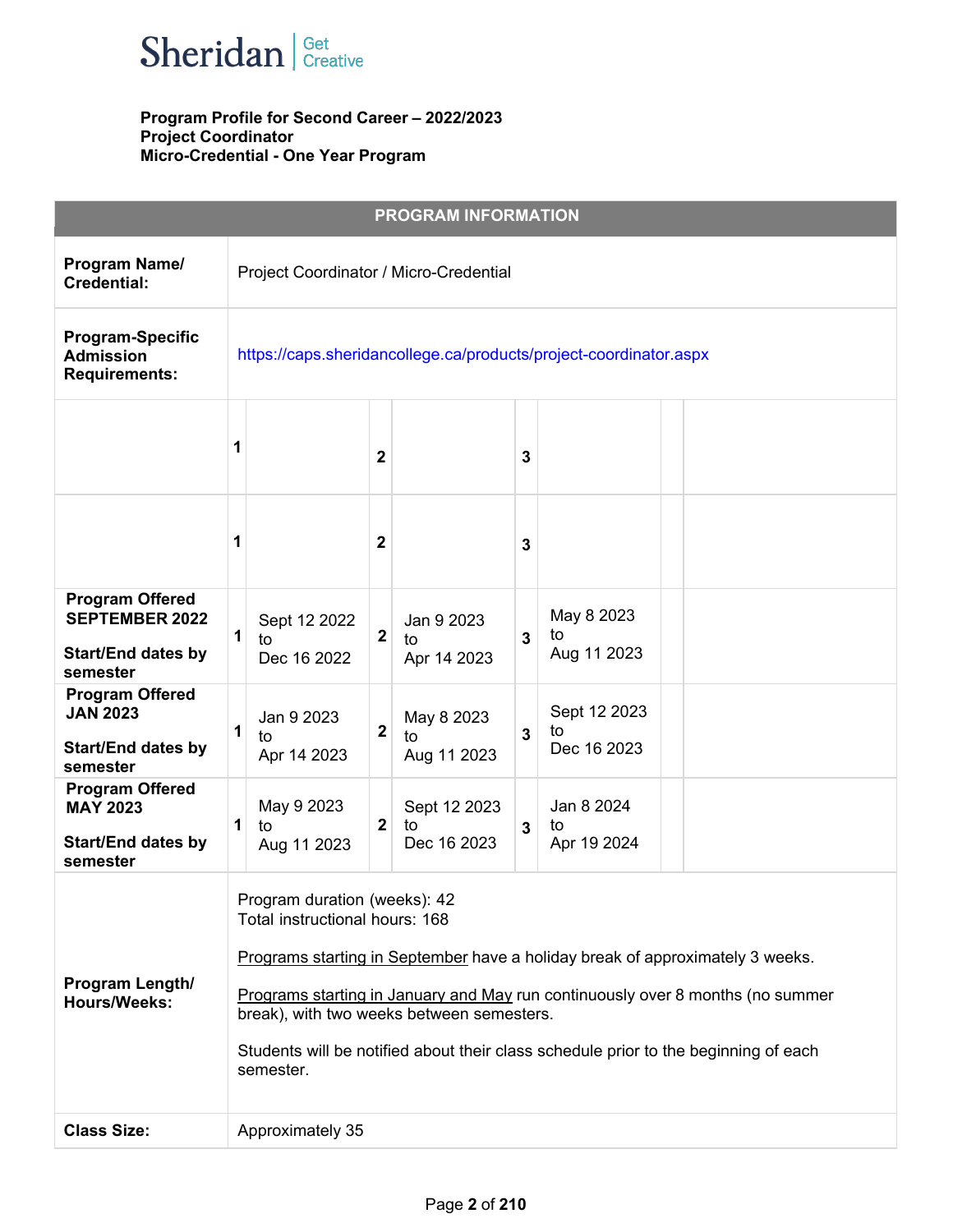**Program Profile for Second Career – 2022/2023**
**Project Coordinator**
**Micro-Credential - One Year Program**

| PROGRAM INFORMATION | | | | | | | |
|---|---|---|---|---|---|---|---|
| **Program Name/ Credential:** | Project Coordinator / Micro-Credential | | | | | | |
| **Program-Specific Admission Requirements:** | https://caps.sheridancollege.ca/products/project-coordinator.aspx | | | | | | |
| | **1** | | **2** | | **3** | | |
| | **1** | | **2** | | **3** | | |
| **Program Offered SEPTEMBER 2022** **Start/End dates by semester** | **1** | Sept 12 2022 to Dec 16 2022 | **2** | Jan 9 2023 to Apr 14 2023 | **3** | May 8 2023 to Aug 11 2023 | |
| **Program Offered JAN 2023** **Start/End dates by semester** | **1** | Jan 9 2023 to Apr 14 2023 | **2** | May 8 2023 to Aug 11 2023 | **3** | Sept 12 2023 to Dec 16 2023 | |
| **Program Offered MAY 2023** **Start/End dates by semester** | **1** | May 9 2023 to Aug 11 2023 | **2** | Sept 12 2023 to Dec 16 2023 | **3** | Jan 8 2024 to Apr 19 2024 | |
| **Program Length/ Hours/Weeks:** | Program duration (weeks): 42<br>Total instructional hours: 168<br><br>Programs starting in September have a holiday break of approximately 3 weeks.<br><br>Programs starting in January and May run continuously over 8 months (no summer break), with two weeks between semesters.<br><br>Students will be notified about their class schedule prior to the beginning of each semester. | | | | | | |
| **Class Size:** | Approximately 35 | | | | | | |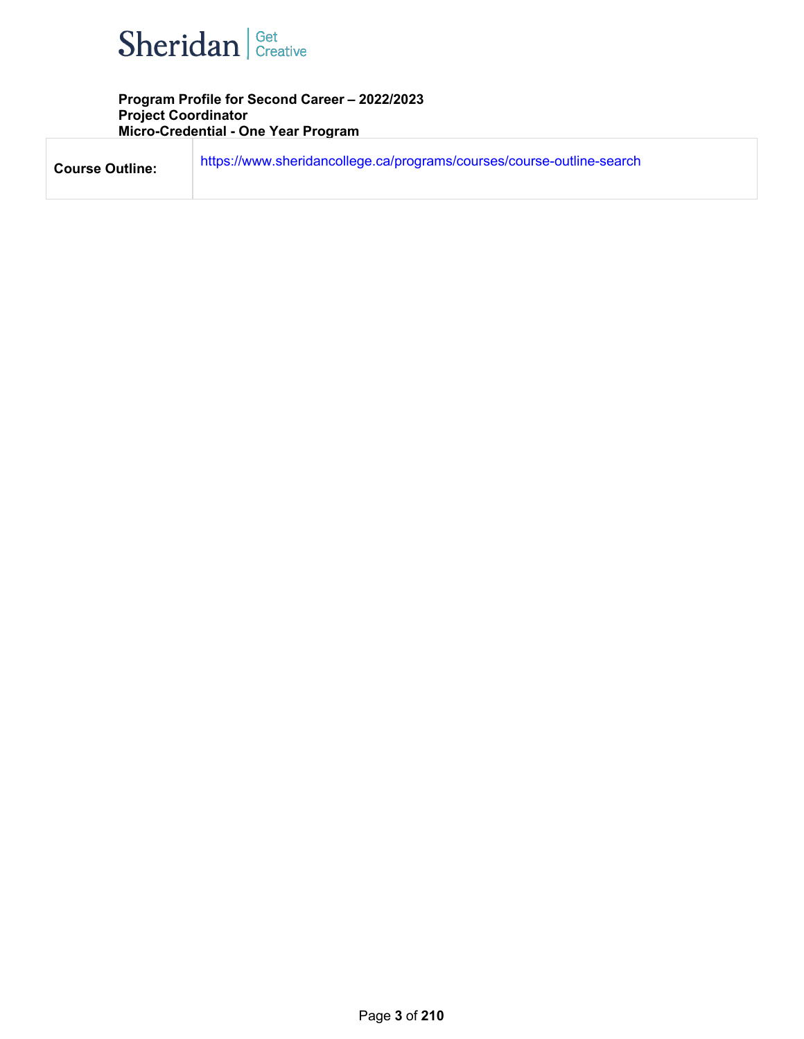**Program Profile for Second Career – 2022/2023**
**Project Coordinator**
**Micro-Credential - One Year Program**

| **Course Outline:** | https://www.sheridancollege.ca/programs/courses/course-outline-search |
|---|---|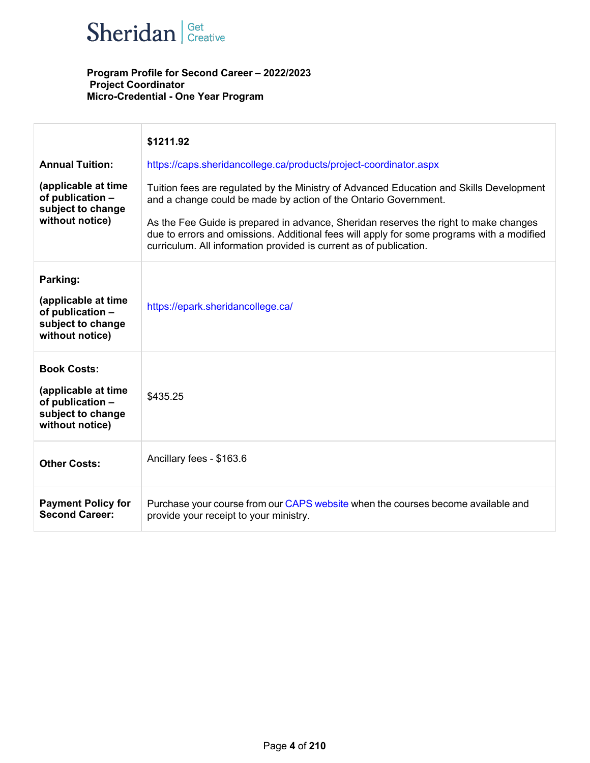Sheridan | Get Creative

**Program Profile for Second Career – 2022/2023**
**Project Coordinator**
**Micro-Credential - One Year Program**

| | |
|---|---|
| **Annual Tuition:**<br><br>**(applicable at time of publication – subject to change without notice)** | **$1211.92**<br><br>https://caps.sheridancollege.ca/products/project-coordinator.aspx<br><br>Tuition fees are regulated by the Ministry of Advanced Education and Skills Development and a change could be made by action of the Ontario Government.<br><br>As the Fee Guide is prepared in advance, Sheridan reserves the right to make changes due to errors and omissions. Additional fees will apply for some programs with a modified curriculum. All information provided is current as of publication. |
| **Parking:**<br><br>**(applicable at time of publication – subject to change without notice)** | https://epark.sheridancollege.ca/ |
| **Book Costs:**<br><br>**(applicable at time of publication – subject to change without notice)** | $435.25 |
| **Other Costs:** | Ancillary fees - $163.6 |
| **Payment Policy for Second Career:** | Purchase your course from our CAPS website when the courses become available and provide your receipt to your ministry. |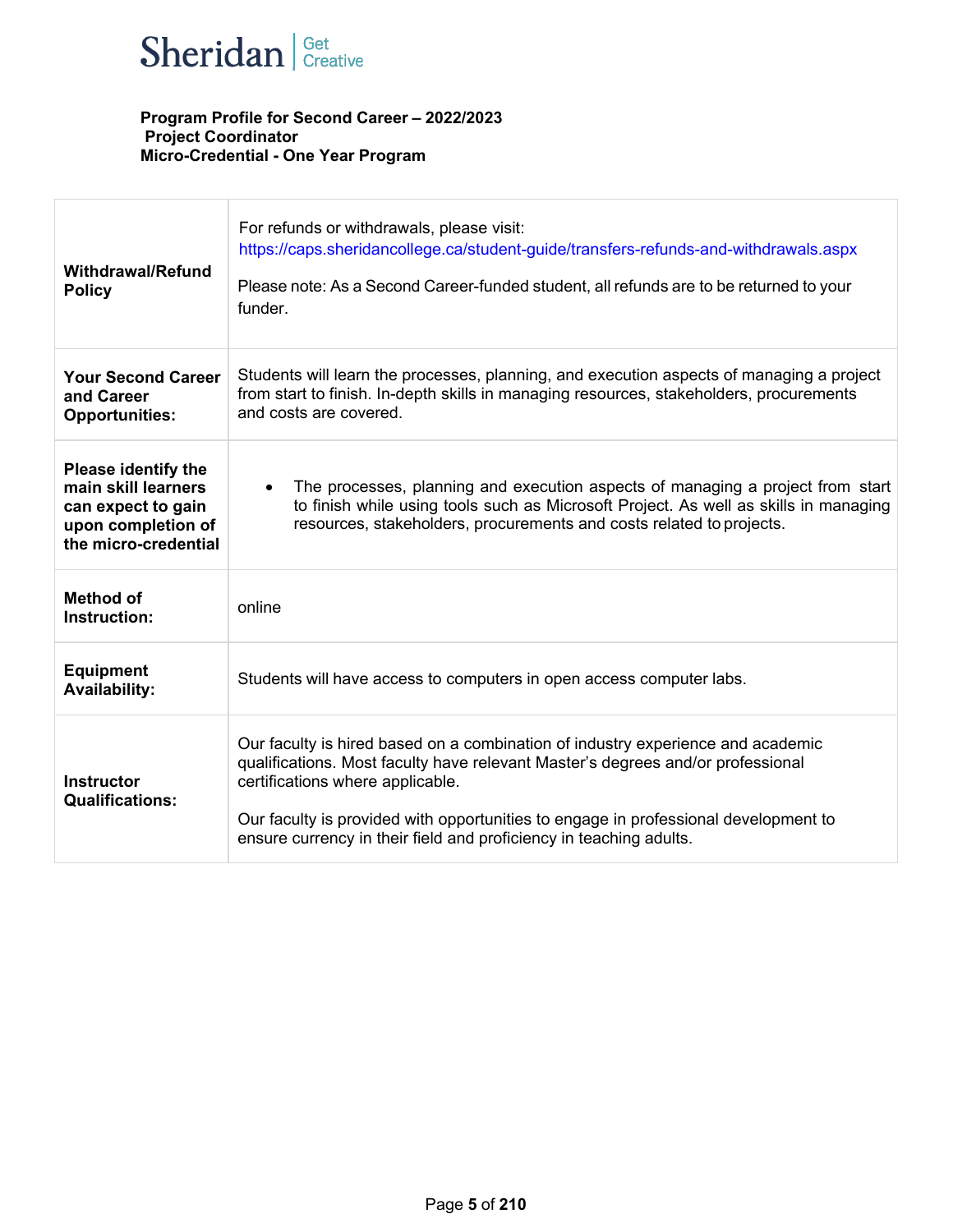**Sheridan | Get Creative**

**Program Profile for Second Career – 2022/2023**
**Project Coordinator**
**Micro-Credential - One Year Program**

| | |
|---|---|
| **Withdrawal/Refund Policy** | For refunds or withdrawals, please visit: https://caps.sheridancollege.ca/student-guide/transfers-refunds-and-withdrawals.aspx<br><br>Please note: As a Second Career-funded student, all refunds are to be returned to your funder. |
| **Your Second Career and Career Opportunities:** | Students will learn the processes, planning, and execution aspects of managing a project from start to finish. In-depth skills in managing resources, stakeholders, procurements and costs are covered. |
| **Please identify the main skill learners can expect to gain upon completion of the micro-credential** | • The processes, planning and execution aspects of managing a project from start to finish while using tools such as Microsoft Project. As well as skills in managing resources, stakeholders, procurements and costs related to projects. |
| **Method of Instruction:** | online |
| **Equipment Availability:** | Students will have access to computers in open access computer labs. |
| **Instructor Qualifications:** | Our faculty is hired based on a combination of industry experience and academic qualifications. Most faculty have relevant Master's degrees and/or professional certifications where applicable.<br><br>Our faculty is provided with opportunities to engage in professional development to ensure currency in their field and proficiency in teaching adults. |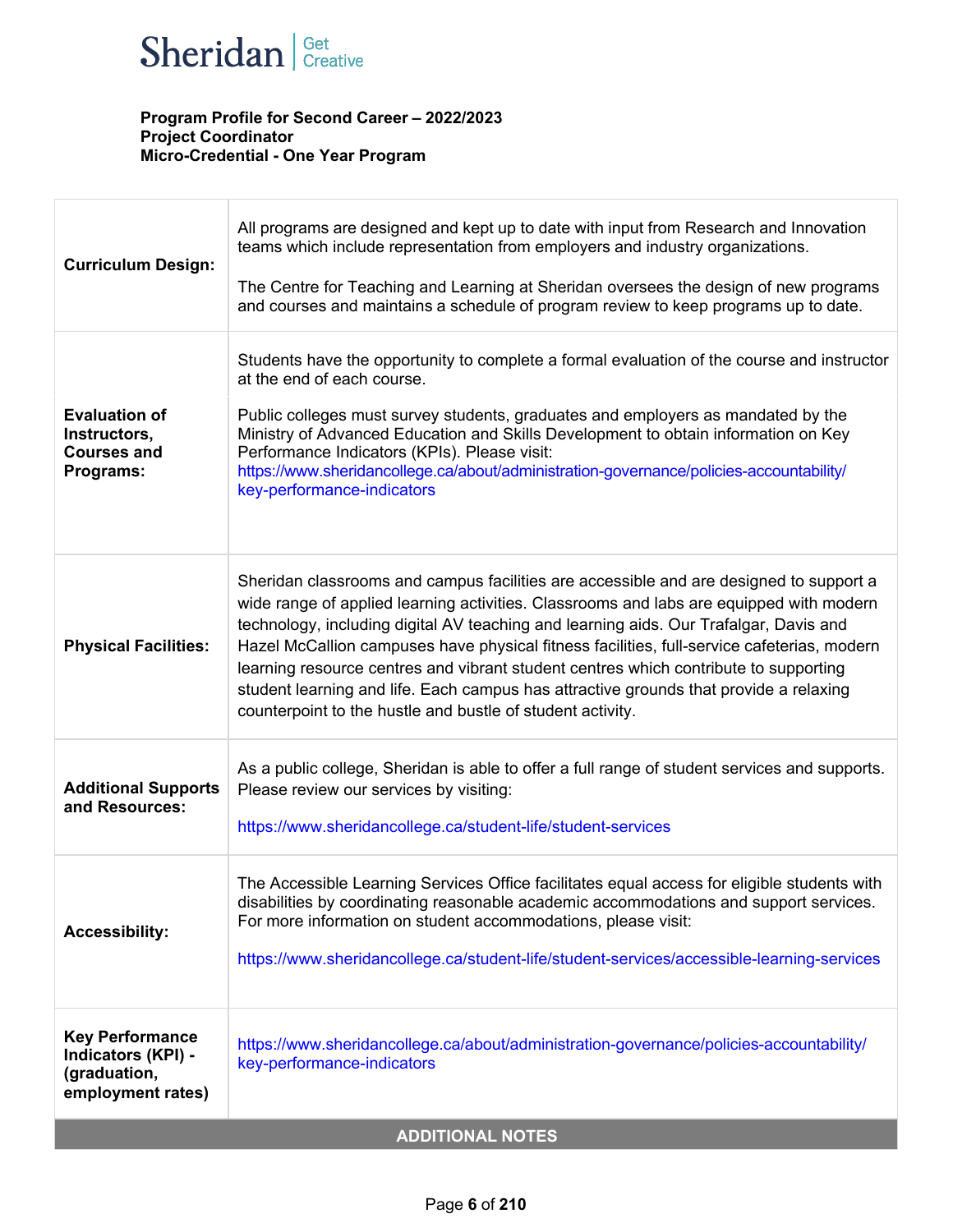Sheridan | Get Creative

**Program Profile for Second Career – 2022/2023**
**Project Coordinator**
**Micro-Credential - One Year Program**

| | |
|---|---|
| **Curriculum Design:** | All programs are designed and kept up to date with input from Research and Innovation teams which include representation from employers and industry organizations.<br><br>The Centre for Teaching and Learning at Sheridan oversees the design of new programs and courses and maintains a schedule of program review to keep programs up to date. |
| **Evaluation of Instructors, Courses and Programs:** | Students have the opportunity to complete a formal evaluation of the course and instructor at the end of each course.<br><br>Public colleges must survey students, graduates and employers as mandated by the Ministry of Advanced Education and Skills Development to obtain information on Key Performance Indicators (KPIs). Please visit: https://www.sheridancollege.ca/about/administration-governance/policies-accountability/key-performance-indicators |
| **Physical Facilities:** | Sheridan classrooms and campus facilities are accessible and are designed to support a wide range of applied learning activities. Classrooms and labs are equipped with modern technology, including digital AV teaching and learning aids. Our Trafalgar, Davis and Hazel McCallion campuses have physical fitness facilities, full-service cafeterias, modern learning resource centres and vibrant student centres which contribute to supporting student learning and life. Each campus has attractive grounds that provide a relaxing counterpoint to the hustle and bustle of student activity. |
| **Additional Supports and Resources:** | As a public college, Sheridan is able to offer a full range of student services and supports. Please review our services by visiting:<br><br>https://www.sheridancollege.ca/student-life/student-services |
| **Accessibility:** | The Accessible Learning Services Office facilitates equal access for eligible students with disabilities by coordinating reasonable academic accommodations and support services. For more information on student accommodations, please visit:<br><br>https://www.sheridancollege.ca/student-life/student-services/accessible-learning-services |
| **Key Performance Indicators (KPI) - (graduation, employment rates)** | https://www.sheridancollege.ca/about/administration-governance/policies-accountability/key-performance-indicators |

**ADDITIONAL NOTES**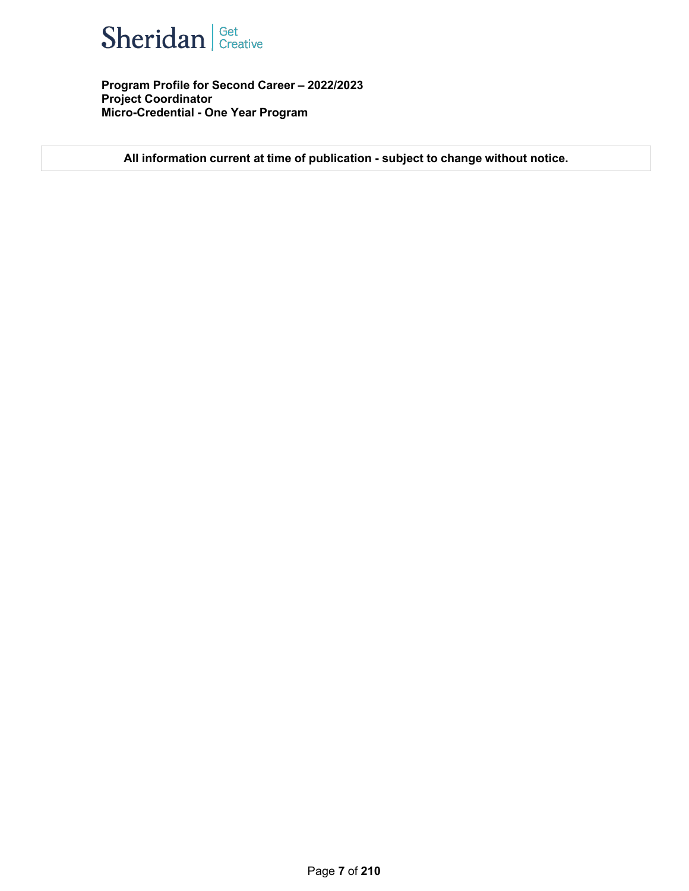Sheridan | Get Creative

**Program Profile for Second Career – 2022/2023**
**Project Coordinator**
**Micro-Credential - One Year Program**

**All information current at time of publication - subject to change without notice.**